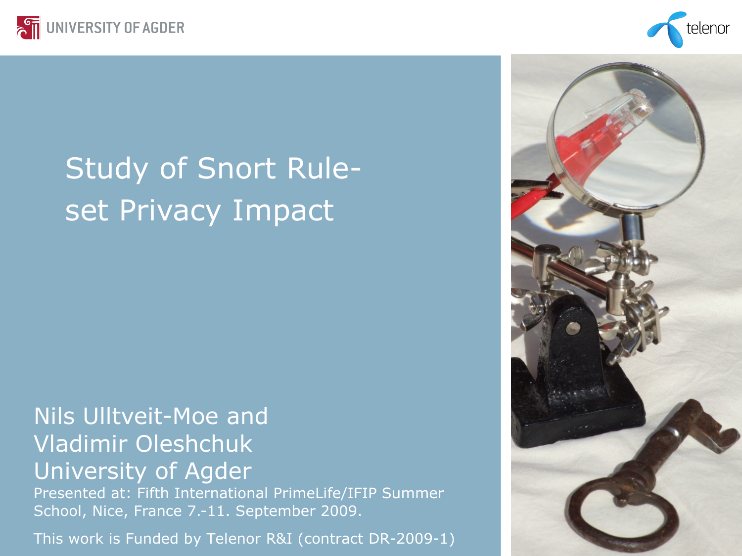UNIVERSITY OF AGDER

telenor

# Study of Snort Rule-set Privacy Impact

Nils Ulltveit-Moe and
Vladimir Oleshchuk
University of Agder

Presented at: Fifth International PrimeLife/IFIP Summer School, Nice, France 7.-11. September 2009.

This work is Funded by Telenor R&I (contract DR-2009-1)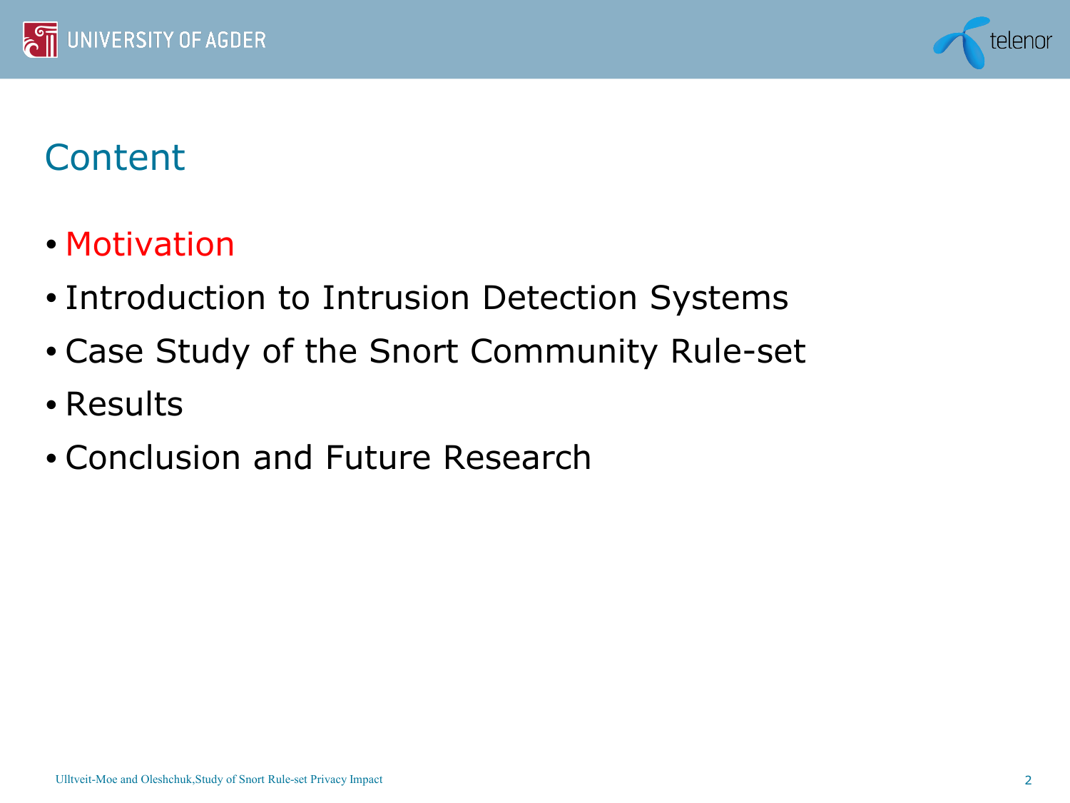# Content

- Motivation
- Introduction to Intrusion Detection Systems
- Case Study of the Snort Community Rule-set
- Results
- Conclusion and Future Research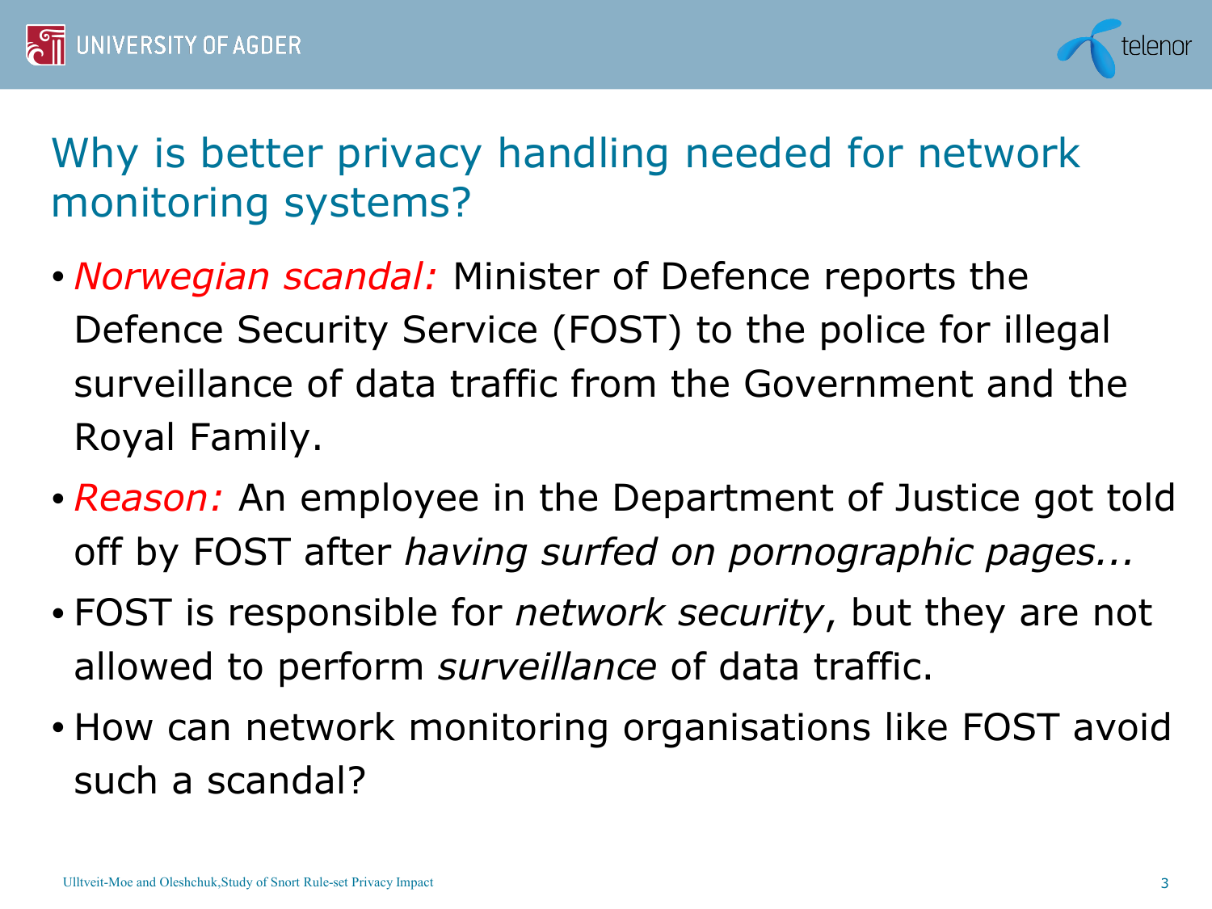# Why is better privacy handling needed for network monitoring systems?

- *Norwegian scandal:* Minister of Defence reports the Defence Security Service (FOST) to the police for illegal surveillance of data traffic from the Government and the Royal Family.
- *Reason:* An employee in the Department of Justice got told off by FOST after *having surfed on pornographic pages...*
- FOST is responsible for *network security*, but they are not allowed to perform *surveillance* of data traffic.
- How can network monitoring organisations like FOST avoid such a scandal?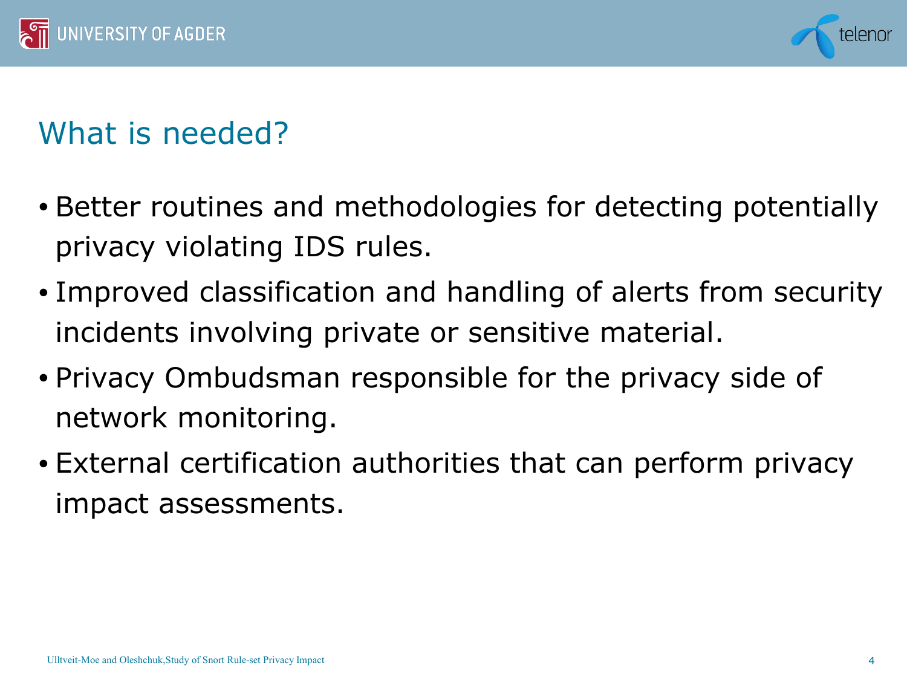# What is needed?

- Better routines and methodologies for detecting potentially privacy violating IDS rules.
- Improved classification and handling of alerts from security incidents involving private or sensitive material.
- Privacy Ombudsman responsible for the privacy side of network monitoring.
- External certification authorities that can perform privacy impact assessments.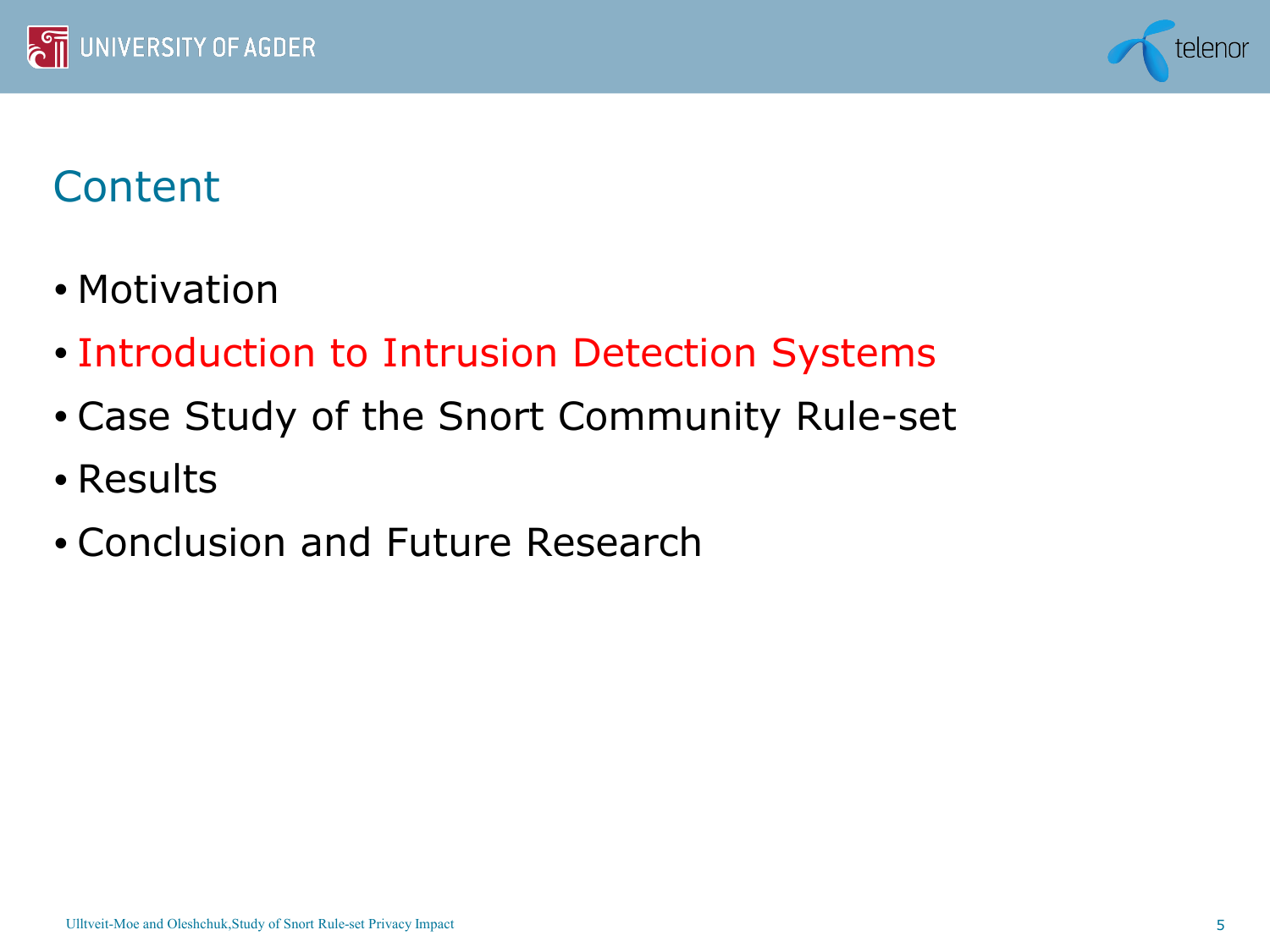# Content

- Motivation
- Introduction to Intrusion Detection Systems
- Case Study of the Snort Community Rule-set
- Results
- Conclusion and Future Research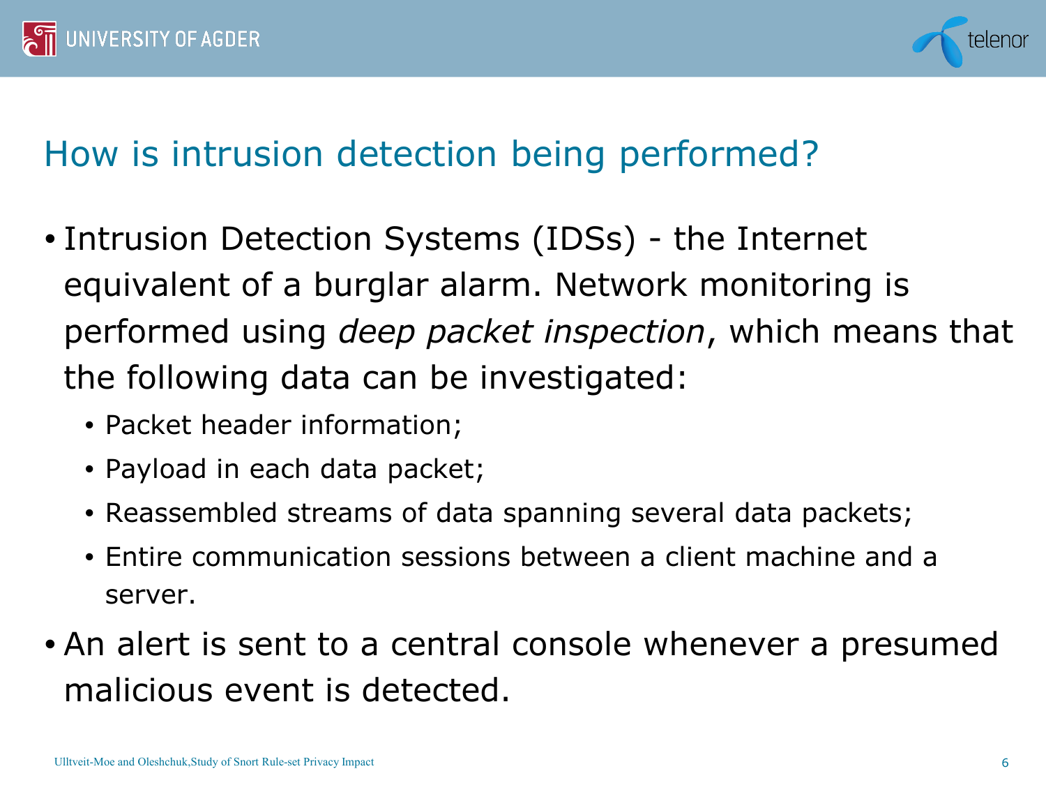## How is intrusion detection being performed?

- Intrusion Detection Systems (IDSs) - the Internet equivalent of a burglar alarm. Network monitoring is performed using *deep packet inspection*, which means that the following data can be investigated:
  - Packet header information;
  - Payload in each data packet;
  - Reassembled streams of data spanning several data packets;
  - Entire communication sessions between a client machine and a server.
- An alert is sent to a central console whenever a presumed malicious event is detected.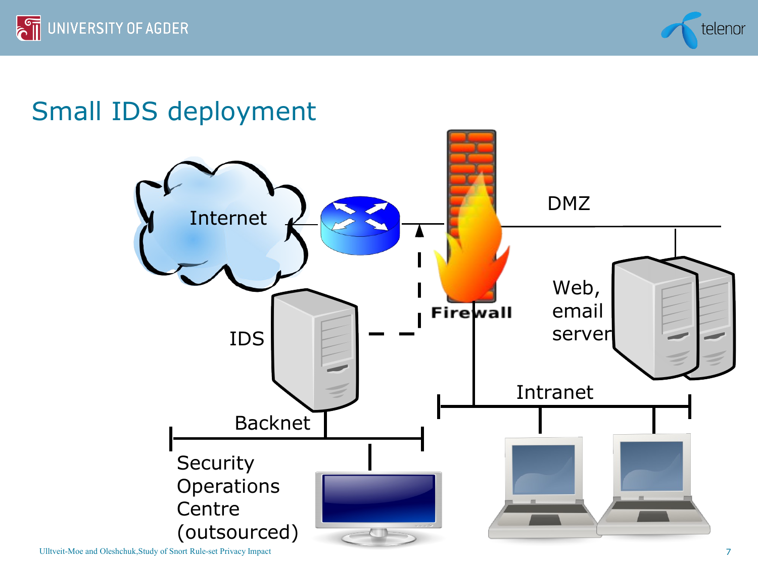## Small IDS deployment

Internet

DMZ

Firewall

Web, email server

IDS

Intranet

Backnet

Security Operations Centre (outsourced)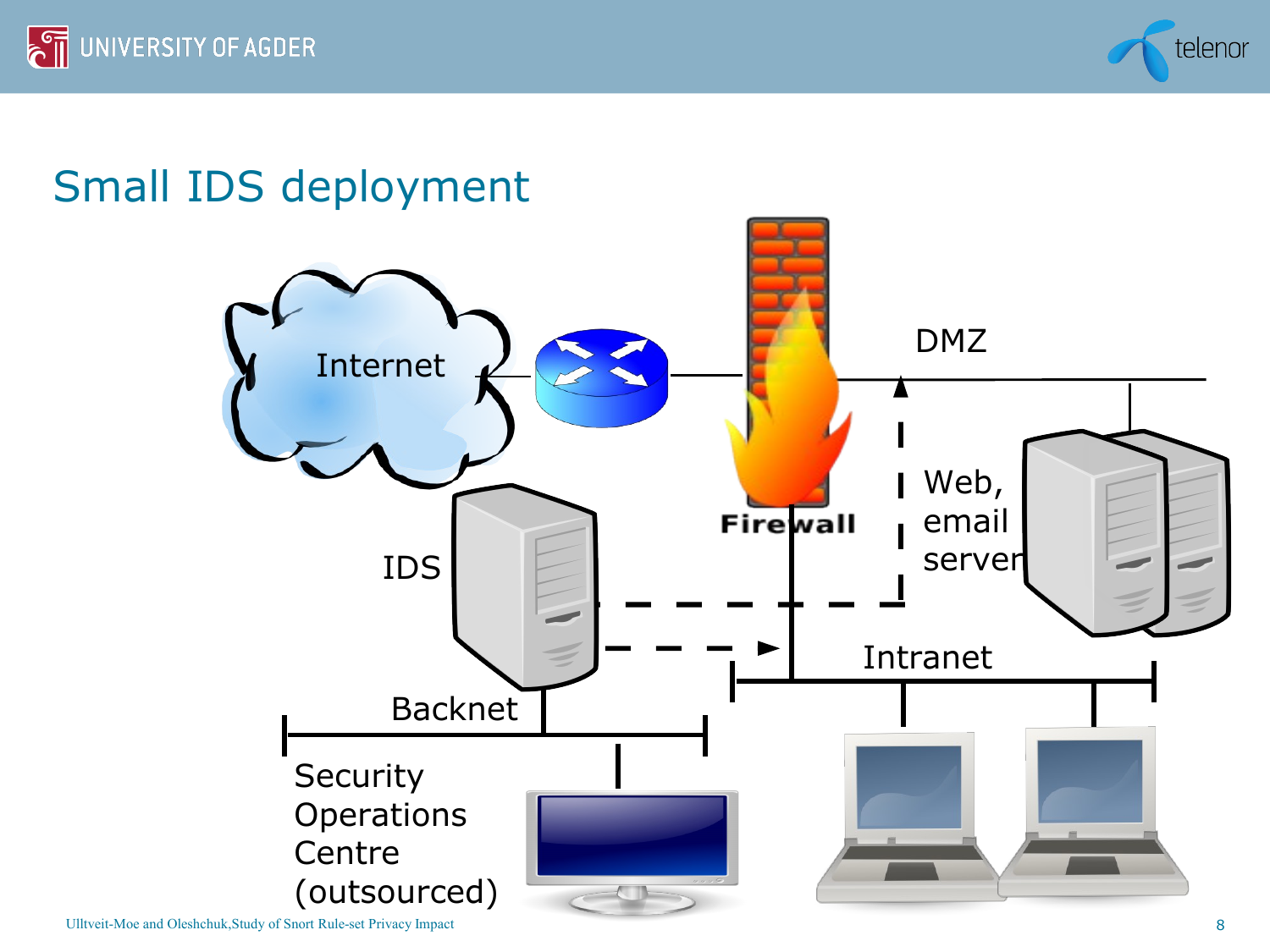# Small IDS deployment

Internet

DMZ

Firewall

Web, email server

IDS

Intranet

Backnet

Security Operations Centre (outsourced)

Ulltveit-Moe and Oleshchuk, Study of Snort Rule-set Privacy Impact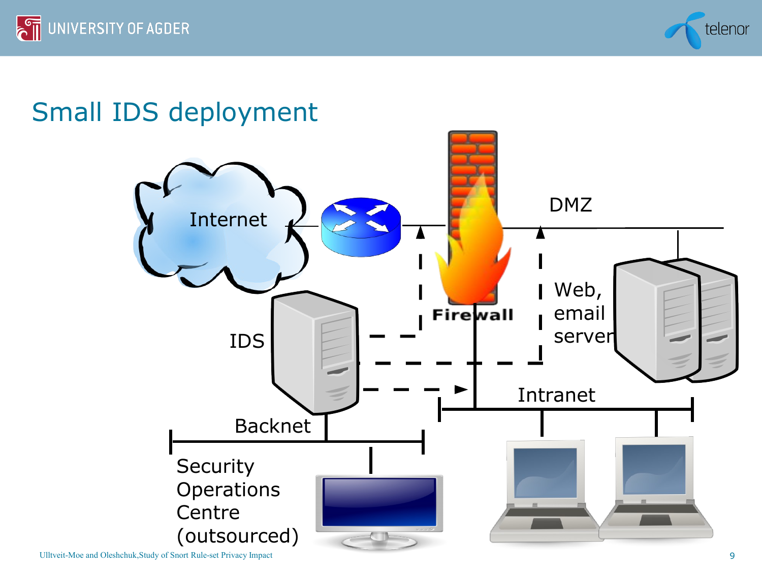# Small IDS deployment

Internet

DMZ

Firewall

Web, email server

IDS

Intranet

Backnet

Security Operations Centre (outsourced)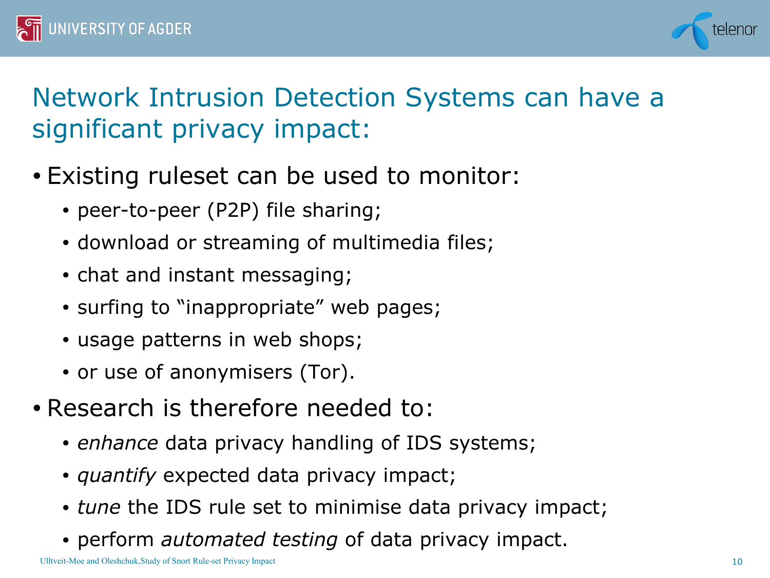# Network Intrusion Detection Systems can have a significant privacy impact:

- Existing ruleset can be used to monitor:
  - peer-to-peer (P2P) file sharing;
  - download or streaming of multimedia files;
  - chat and instant messaging;
  - surfing to "inappropriate" web pages;
  - usage patterns in web shops;
  - or use of anonymisers (Tor).
- Research is therefore needed to:
  - *enhance* data privacy handling of IDS systems;
  - *quantify* expected data privacy impact;
  - *tune* the IDS rule set to minimise data privacy impact;
  - perform *automated testing* of data privacy impact.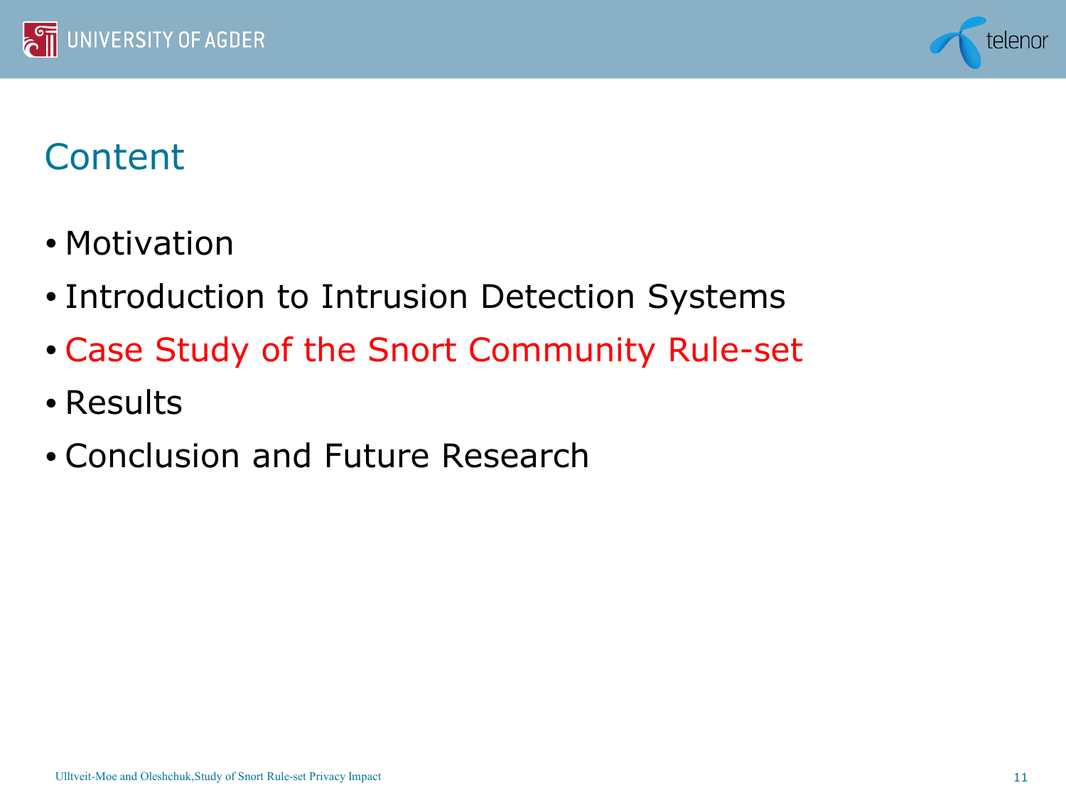# Content

- Motivation
- Introduction to Intrusion Detection Systems
- Case Study of the Snort Community Rule-set
- Results
- Conclusion and Future Research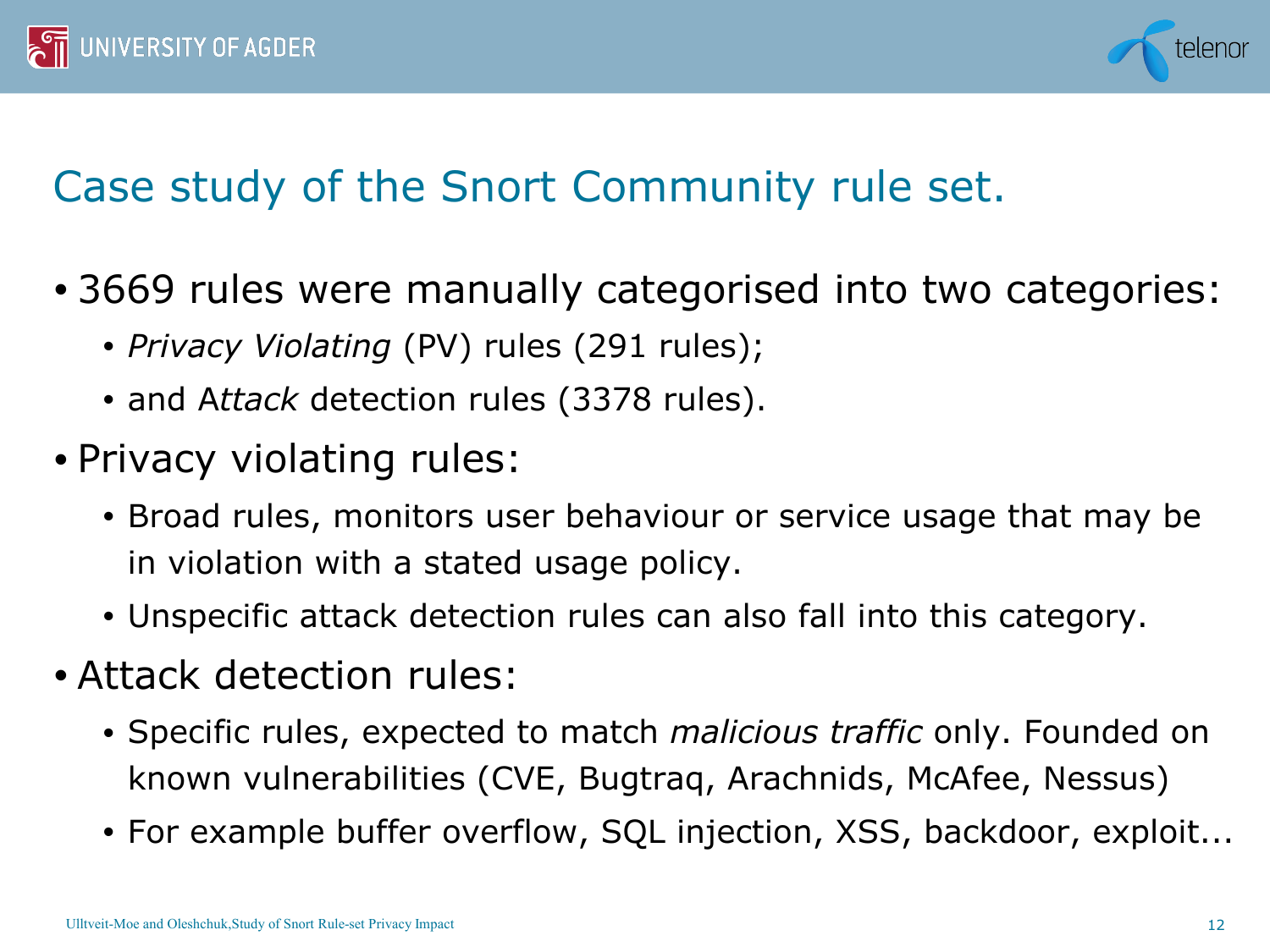# Case study of the Snort Community rule set.

- 3669 rules were manually categorised into two categories:
  - *Privacy Violating* (PV) rules (291 rules);
  - and *Attack* detection rules (3378 rules).
- Privacy violating rules:
  - Broad rules, monitors user behaviour or service usage that may be in violation with a stated usage policy.
  - Unspecific attack detection rules can also fall into this category.
- Attack detection rules:
  - Specific rules, expected to match *malicious traffic* only. Founded on known vulnerabilities (CVE, Bugtraq, Arachnids, McAfee, Nessus)
  - For example buffer overflow, SQL injection, XSS, backdoor, exploit...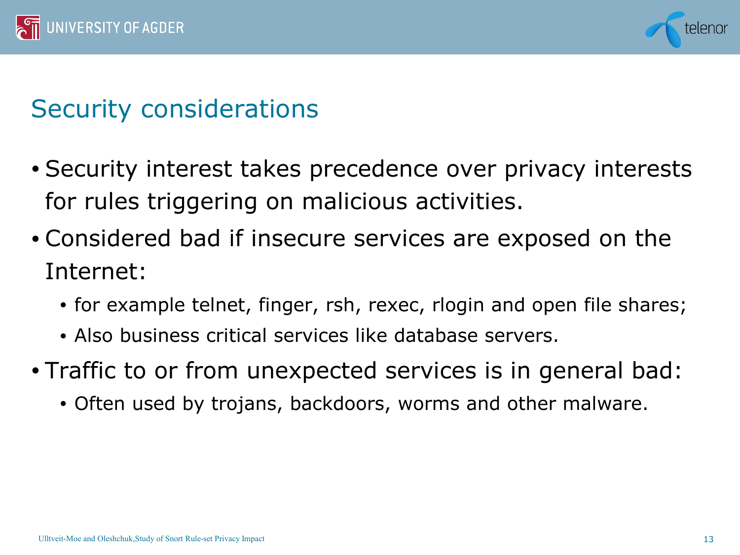## Security considerations

- Security interest takes precedence over privacy interests for rules triggering on malicious activities.
- Considered bad if insecure services are exposed on the Internet:
  - for example telnet, finger, rsh, rexec, rlogin and open file shares;
  - Also business critical services like database servers.
- Traffic to or from unexpected services is in general bad:
  - Often used by trojans, backdoors, worms and other malware.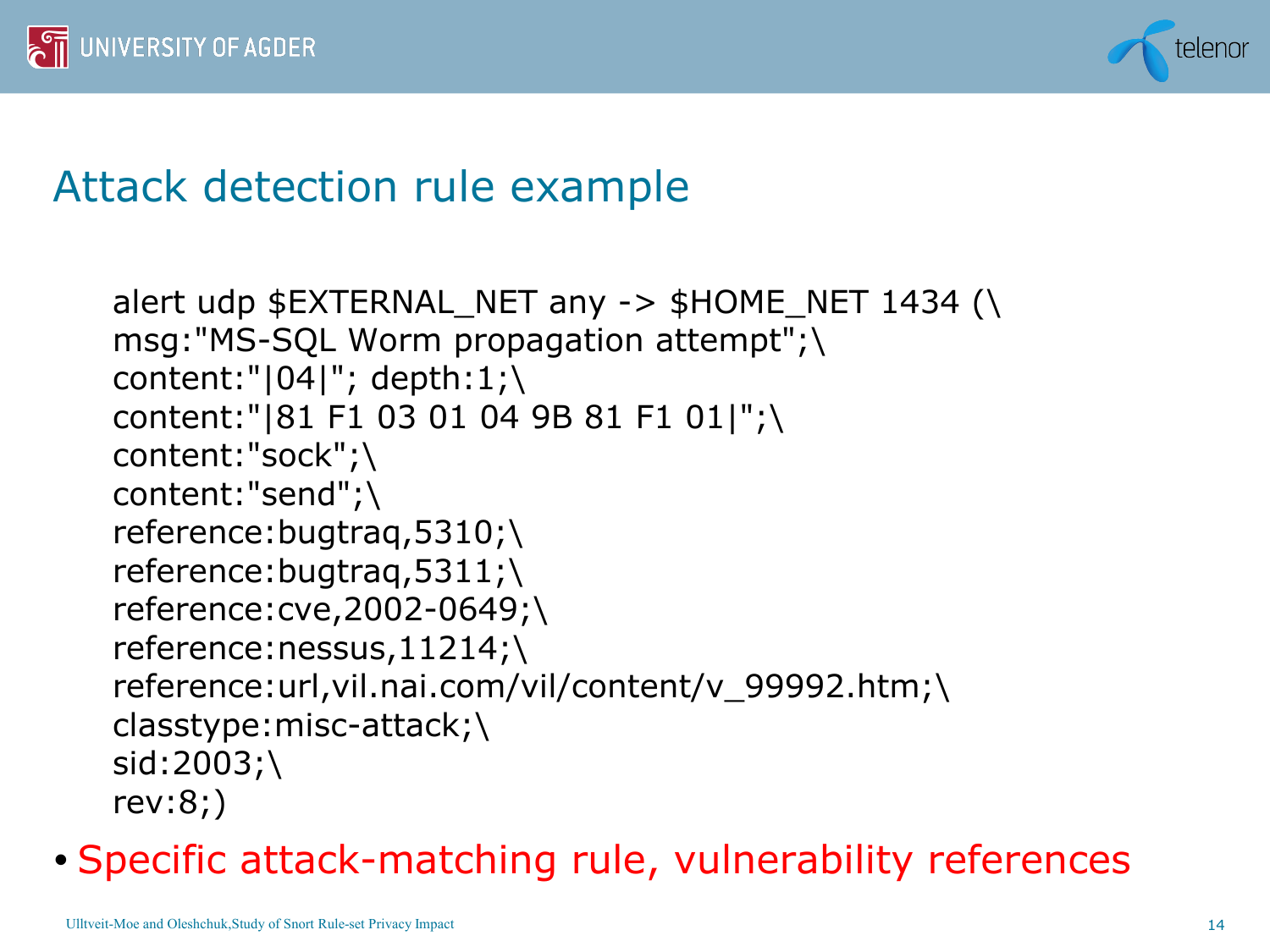# Attack detection rule example

```
alert udp $EXTERNAL_NET any -> $HOME_NET 1434 (\
msg:"MS-SQL Worm propagation attempt";\
content:"|04|"; depth:1;\
content:"|81 F1 03 01 04 9B 81 F1 01|";\
content:"sock";\
content:"send";\
reference:bugtraq,5310;\
reference:bugtraq,5311;\
reference:cve,2002-0649;\
reference:nessus,11214;\
reference:url,vil.nai.com/vil/content/v_99992.htm;\
classtype:misc-attack;\
sid:2003;\
rev:8;)
```

- Specific attack-matching rule, vulnerability references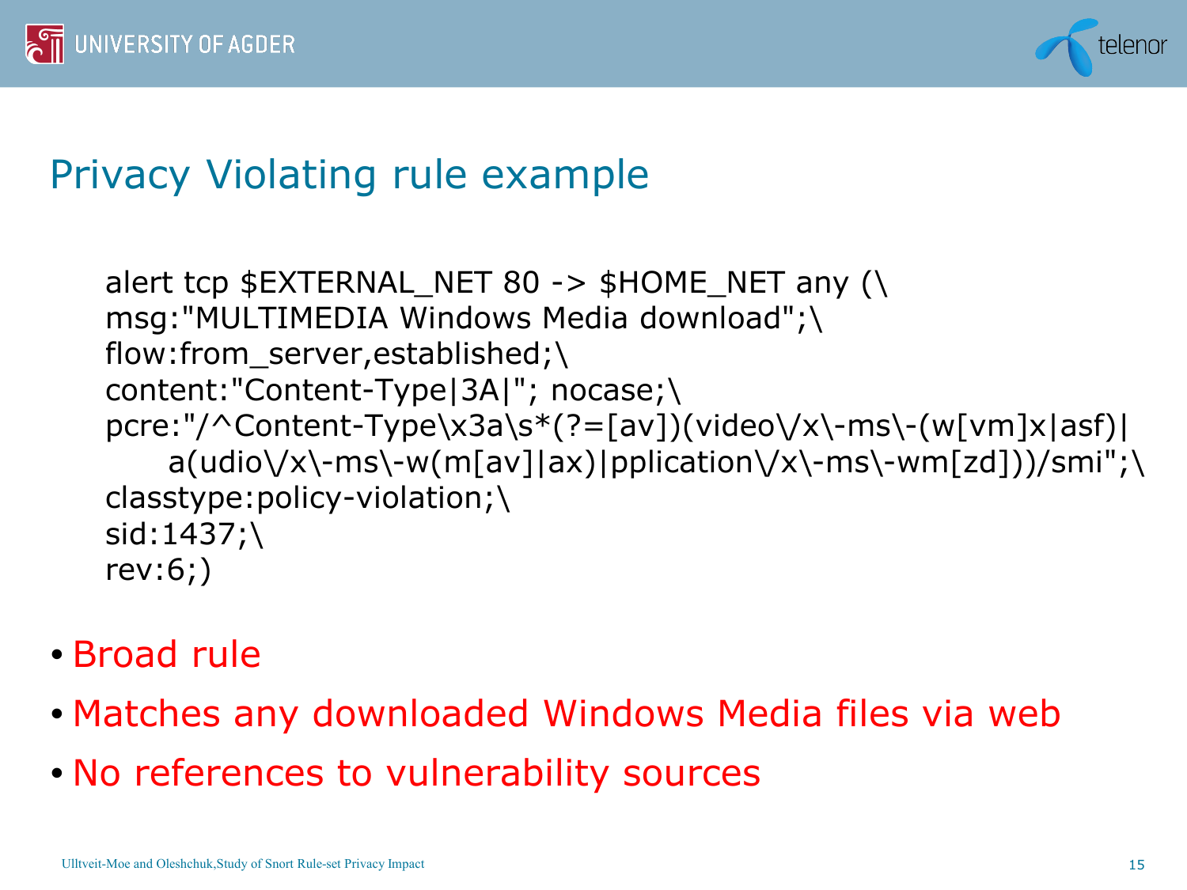# Privacy Violating rule example

```
alert tcp $EXTERNAL_NET 80 -> $HOME_NET any (\
msg:"MULTIMEDIA Windows Media download";\
flow:from_server,established;\
content:"Content-Type|3A|"; nocase;\
pcre:"/^Content-Type\x3a\s*(?=[av])(video\/x\-ms\-(w[vm]x|asf)|
    a(udio\/x\-ms\-w(m[av]|ax)|pplication\/x\-ms\-wm[zd]))/smi";\
classtype:policy-violation;\
sid:1437;\
rev:6;)
```

- Broad rule
- Matches any downloaded Windows Media files via web
- No references to vulnerability sources

Ulltveit-Moe and Oleshchuk, Study of Snort Rule-set Privacy Impact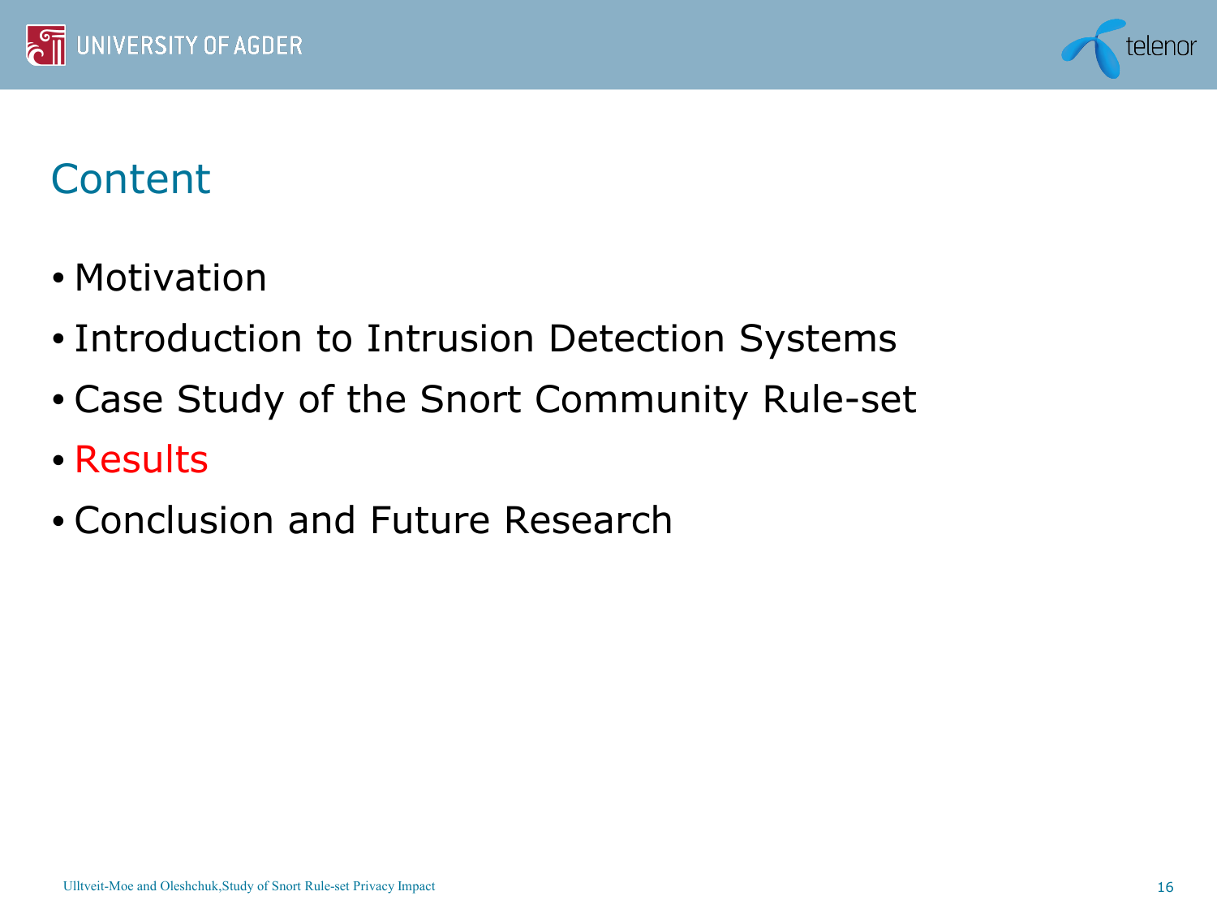# Content

- Motivation
- Introduction to Intrusion Detection Systems
- Case Study of the Snort Community Rule-set
- Results
- Conclusion and Future Research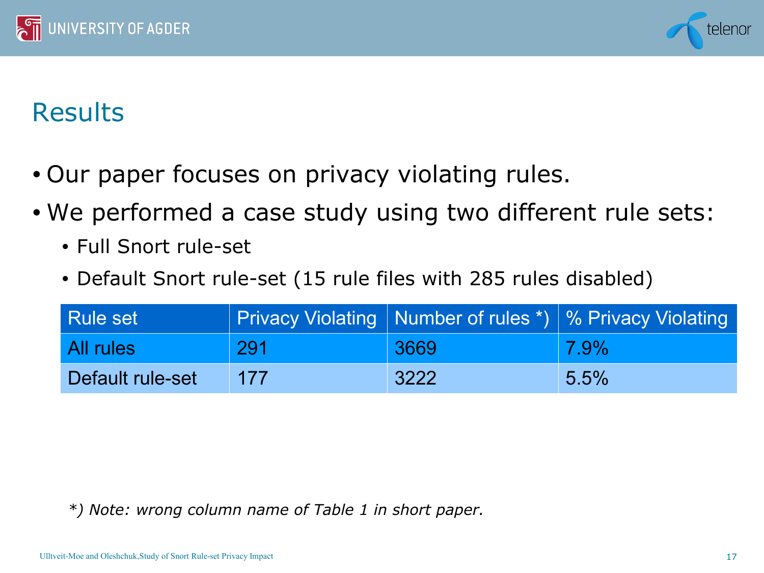## Results

- Our paper focuses on privacy violating rules.
- We performed a case study using two different rule sets:
  - Full Snort rule-set
  - Default Snort rule-set (15 rule files with 285 rules disabled)

| Rule set | Privacy Violating | Number of rules *) | % Privacy Violating |
|---|---|---|---|
| All rules | 291 | 3669 | 7.9% |
| Default rule-set | 177 | 3222 | 5.5% |

*\*) Note: wrong column name of Table 1 in short paper.*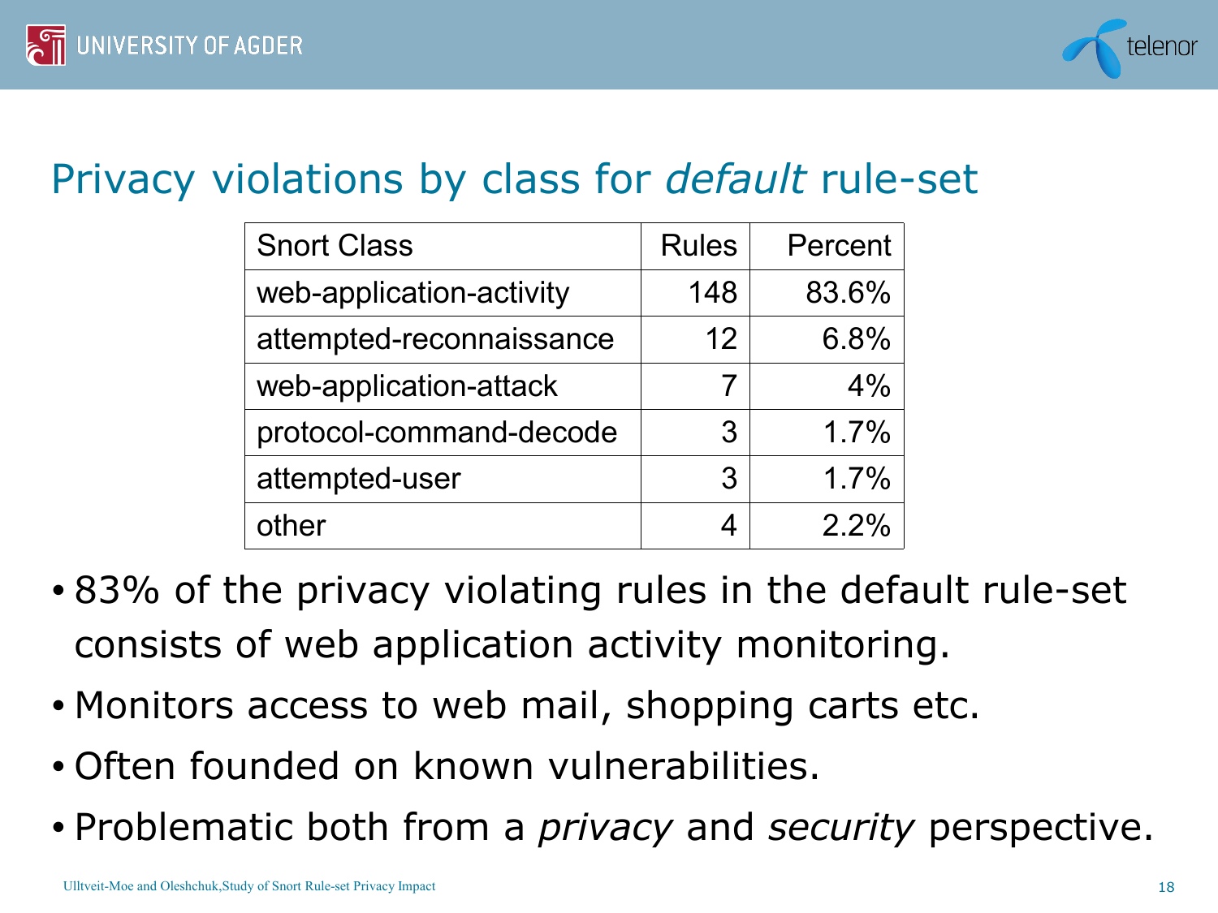## Privacy violations by class for *default* rule-set

| Snort Class | Rules | Percent |
|---|---|---|
| web-application-activity | 148 | 83.6% |
| attempted-reconnaissance | 12 | 6.8% |
| web-application-attack | 7 | 4% |
| protocol-command-decode | 3 | 1.7% |
| attempted-user | 3 | 1.7% |
| other | 4 | 2.2% |

- 83% of the privacy violating rules in the default rule-set consists of web application activity monitoring.
- Monitors access to web mail, shopping carts etc.
- Often founded on known vulnerabilities.
- Problematic both from a *privacy* and *security* perspective.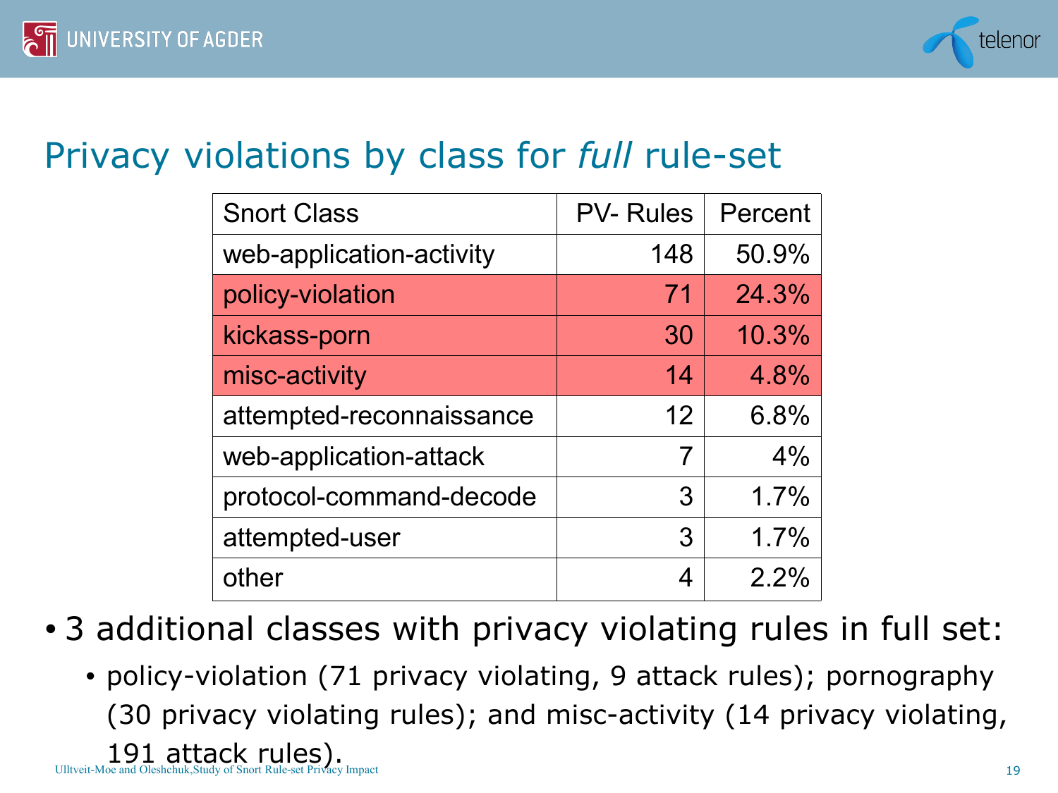## Privacy violations by class for *full* rule-set

| Snort Class | PV- Rules | Percent |
|---|---|---|
| web-application-activity | 148 | 50.9% |
| policy-violation | 71 | 24.3% |
| kickass-porn | 30 | 10.3% |
| misc-activity | 14 | 4.8% |
| attempted-reconnaissance | 12 | 6.8% |
| web-application-attack | 7 | 4% |
| protocol-command-decode | 3 | 1.7% |
| attempted-user | 3 | 1.7% |
| other | 4 | 2.2% |

- 3 additional classes with privacy violating rules in full set:
  - policy-violation (71 privacy violating, 9 attack rules); pornography (30 privacy violating rules); and misc-activity (14 privacy violating, 191 attack rules).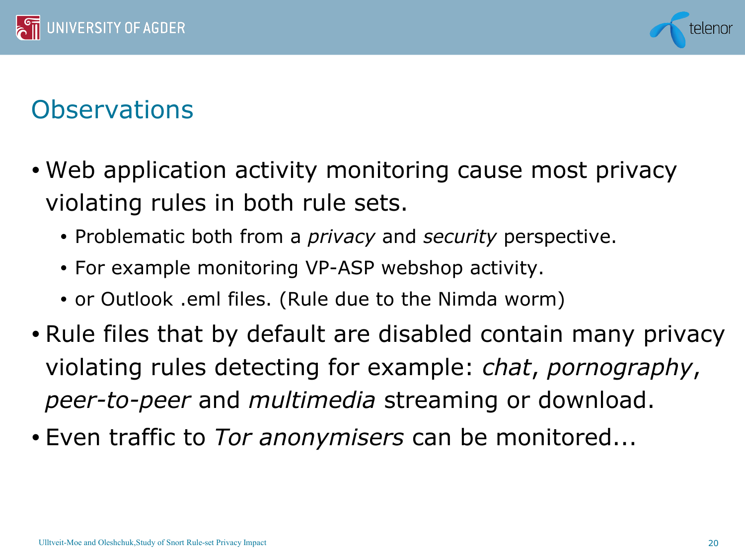## Observations

- Web application activity monitoring cause most privacy violating rules in both rule sets.
  - Problematic both from a *privacy* and *security* perspective.
  - For example monitoring VP-ASP webshop activity.
  - or Outlook .eml files. (Rule due to the Nimda worm)
- Rule files that by default are disabled contain many privacy violating rules detecting for example: *chat*, *pornography*, *peer-to-peer* and *multimedia* streaming or download.
- Even traffic to *Tor anonymisers* can be monitored...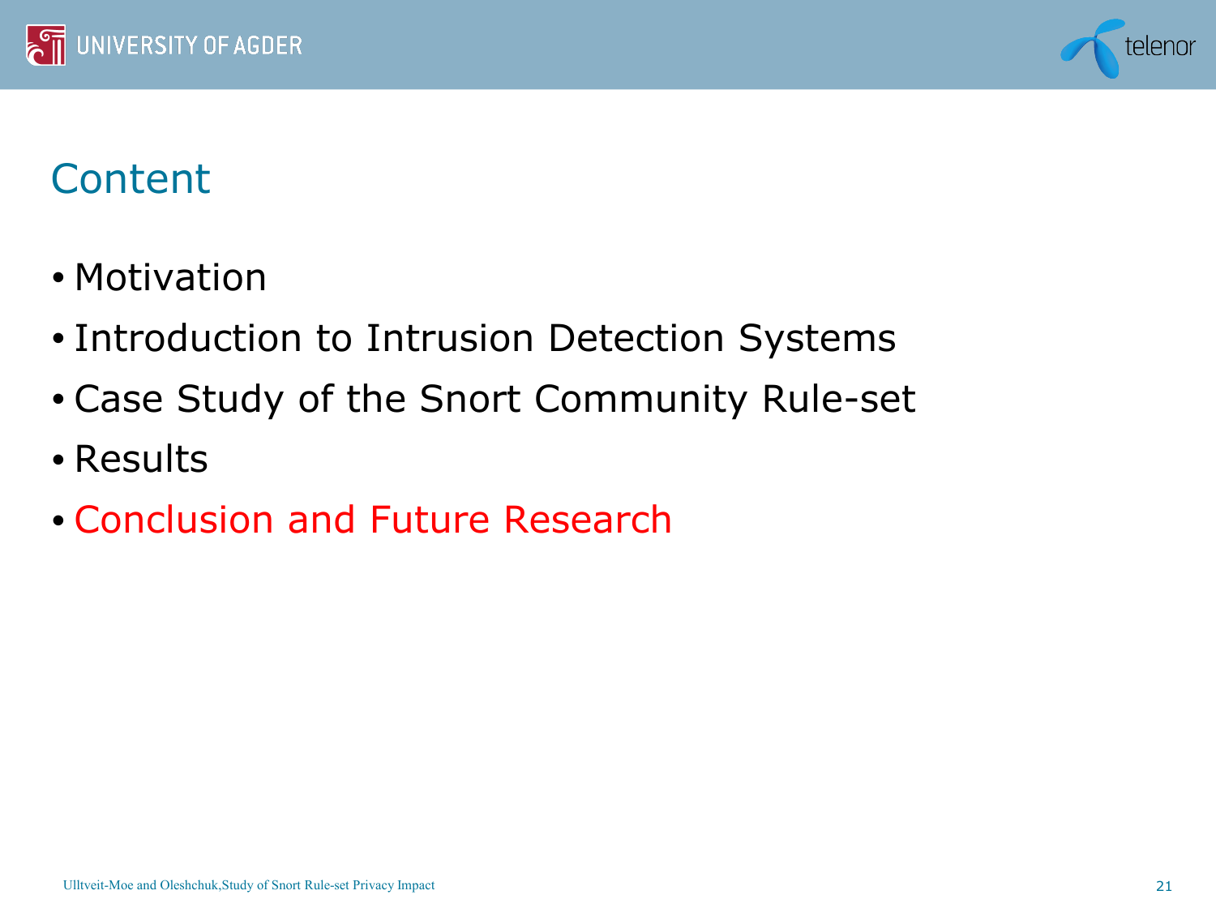# Content

- Motivation
- Introduction to Intrusion Detection Systems
- Case Study of the Snort Community Rule-set
- Results
- Conclusion and Future Research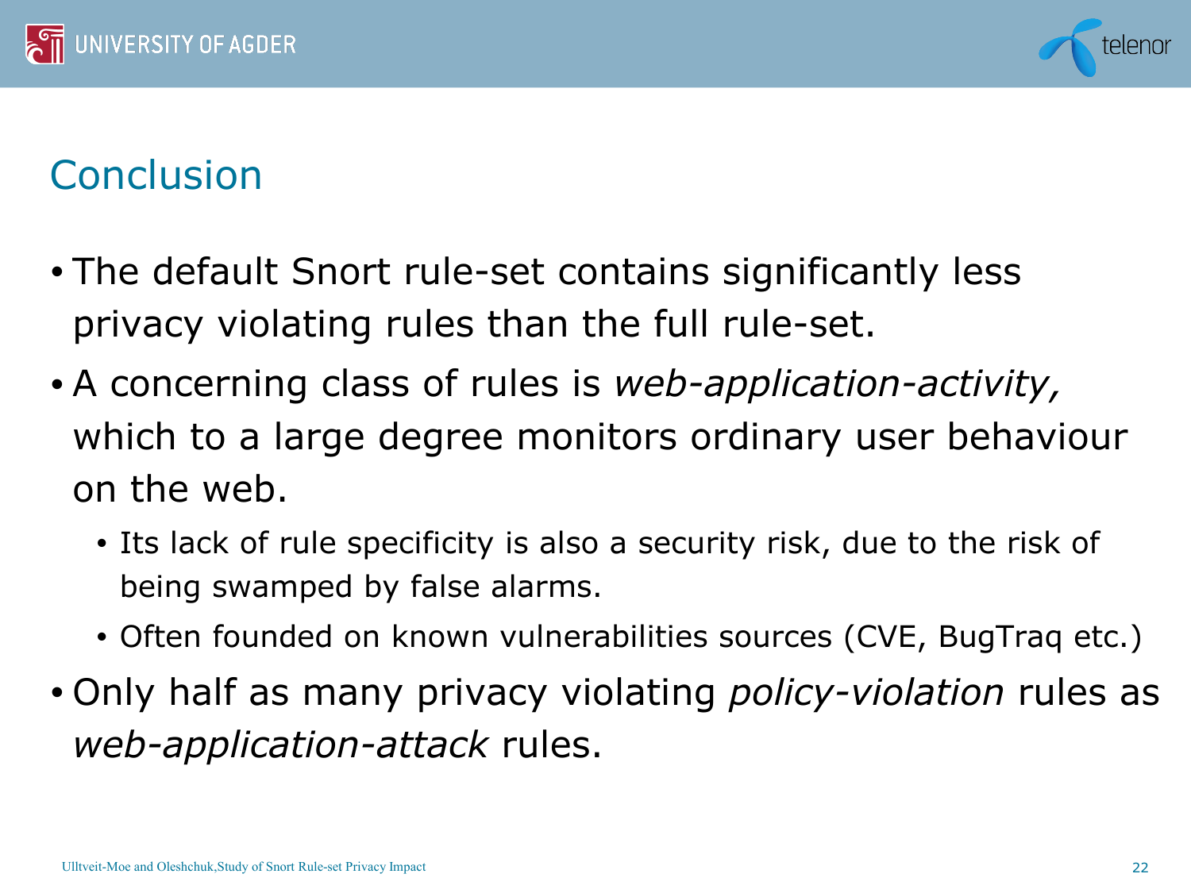# Conclusion

- The default Snort rule-set contains significantly less privacy violating rules than the full rule-set.
- A concerning class of rules is *web-application-activity,* which to a large degree monitors ordinary user behaviour on the web.
  - Its lack of rule specificity is also a security risk, due to the risk of being swamped by false alarms.
  - Often founded on known vulnerabilities sources (CVE, BugTraq etc.)
- Only half as many privacy violating *policy-violation* rules as *web-application-attack* rules.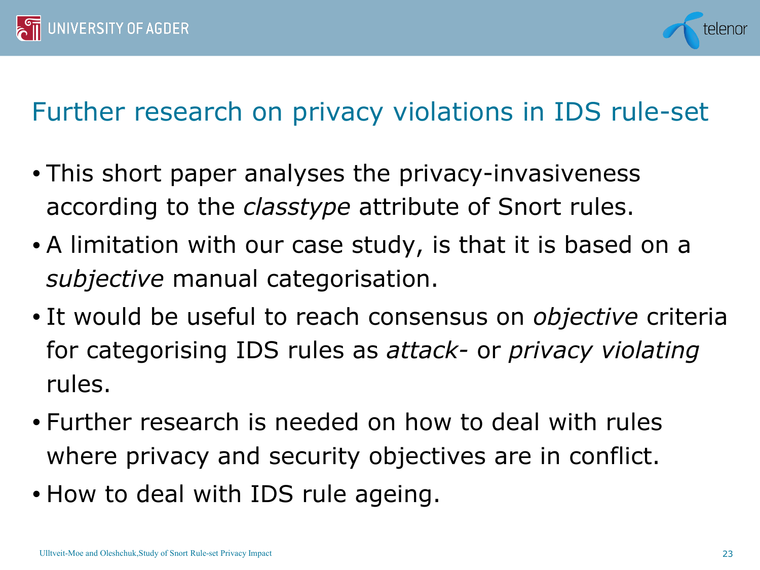## Further research on privacy violations in IDS rule-set

- This short paper analyses the privacy-invasiveness according to the *classtype* attribute of Snort rules.
- A limitation with our case study, is that it is based on a *subjective* manual categorisation.
- It would be useful to reach consensus on *objective* criteria for categorising IDS rules as *attack*- or *privacy violating* rules.
- Further research is needed on how to deal with rules where privacy and security objectives are in conflict.
- How to deal with IDS rule ageing.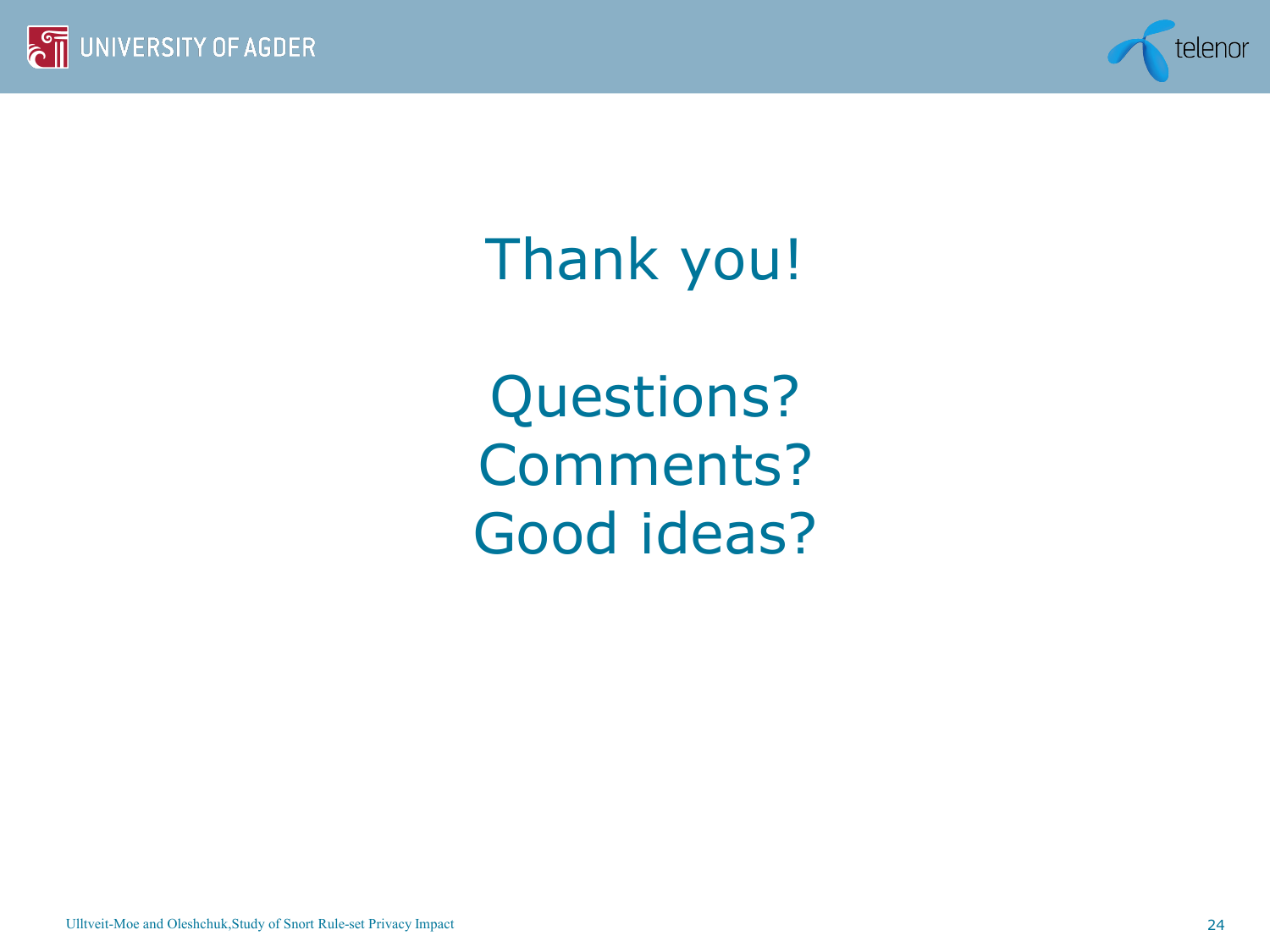# Thank you!

Questions?
Comments?
Good ideas?